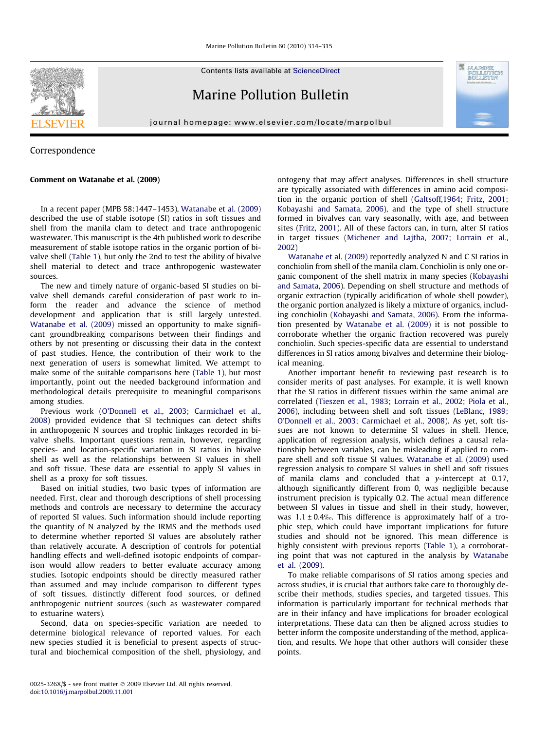Correspondence

**Comment on Watanabe et al. (2009)**

In a recent paper (MPB 58:1447–1453), Watanabe et al. (2009) described the use of stable isotope (SI) ratios in soft tissues and shell from the manila clam to detect and trace anthropogenic wastewater. This manuscript is the 4th published work to describe measurement of stable isotope ratios in the organic portion of bivalve shell (Table 1), but only the 2nd to test the ability of bivalve shell material to detect and trace anthropogenic wastewater sources.

The new and timely nature of organic-based SI studies on bivalve shell demands careful consideration of past work to inform the reader and advance the science of method development and application that is still largely untested. Watanabe et al. (2009) missed an opportunity to make significant groundbreaking comparisons between their findings and others by not presenting or discussing their data in the context of past studies. Hence, the contribution of their work to the next generation of users is somewhat limited. We attempt to make some of the suitable comparisons here (Table 1), but most importantly, point out the needed background information and methodological details prerequisite to meaningful comparisons among studies.

Previous work (O'Donnell et al., 2003; Carmichael et al., 2008) provided evidence that SI techniques can detect shifts in anthropogenic N sources and trophic linkages recorded in bivalve shells. Important questions remain, however, regarding species- and location-specific variation in SI ratios in bivalve shell as well as the relationships between SI values in shell and soft tissue. These data are essential to apply SI values in shell as a proxy for soft tissues.

Based on initial studies, two basic types of information are needed. First, clear and thorough descriptions of shell processing methods and controls are necessary to determine the accuracy of reported SI values. Such information should include reporting the quantity of N analyzed by the IRMS and the methods used to determine whether reported SI values are absolutely rather than relatively accurate. A description of controls for potential handling effects and well-defined isotopic endpoints of comparison would allow readers to better evaluate accuracy among studies. Isotopic endpoints should be directly measured rather than assumed and may include comparison to different types of soft tissues, distinctly different food sources, or defined anthropogenic nutrient sources (such as wastewater compared to estuarine waters).

Second, data on species-specific variation are needed to determine biological relevance of reported values. For each new species studied it is beneficial to present aspects of structural and biochemical composition of the shell, physiology, and ontogeny that may affect analyses. Differences in shell structure are typically associated with differences in amino acid composition in the organic portion of shell (Galtsoff,1964; Fritz, 2001; Kobayashi and Samata, 2006), and the type of shell structure formed in bivalves can vary seasonally, with age, and between sites (Fritz, 2001). All of these factors can, in turn, alter SI ratios in target tissues (Michener and Lajtha, 2007; Lorrain et al., 2002)

Watanabe et al. (2009) reportedly analyzed N and C SI ratios in conchiolin from shell of the manila clam. Conchiolin is only one organic component of the shell matrix in many species (Kobayashi and Samata, 2006). Depending on shell structure and methods of organic extraction (typically acidification of whole shell powder), the organic portion analyzed is likely a mixture of organics, including conchiolin (Kobayashi and Samata, 2006). From the information presented by Watanabe et al. (2009) it is not possible to corroborate whether the organic fraction recovered was purely conchiolin. Such species-specific data are essential to understand differences in SI ratios among bivalves and determine their biological meaning.

Another important benefit to reviewing past research is to consider merits of past analyses. For example, it is well known that the SI ratios in different tissues within the same animal are correlated (Tieszen et al., 1983; Lorrain et al., 2002; Piola et al., 2006), including between shell and soft tissues (LeBlanc, 1989; O'Donnell et al., 2003; Carmichael et al., 2008). As yet, soft tissues are not known to determine SI values in shell. Hence, application of regression analysis, which defines a causal relationship between variables, can be misleading if applied to compare shell and soft tissue SI values. Watanabe et al. (2009) used regression analysis to compare SI values in shell and soft tissues of manila clams and concluded that a *y*-intercept at 0.17, although significantly different from 0, was negligible because instrument precision is typically 0.2. The actual mean difference between SI values in tissue and shell in their study, however, was 1.1 ± 0.4‰. This difference is approximately half of a trophic step, which could have important implications for future studies and should not be ignored. This mean difference is highly consistent with previous reports (Table 1), a corroborating point that was not captured in the analysis by Watanabe et al. (2009).

To make reliable comparisons of SI ratios among species and across studies, it is crucial that authors take care to thoroughly describe their methods, studies species, and targeted tissues. This information is particularly important for technical methods that are in their infancy and have implications for broader ecological interpretations. These data can then be aligned across studies to better inform the composite understanding of the method, application, and results. We hope that other authors will consider these points.

0025-326X/$ - see front matter © 2009 Elsevier Ltd. All rights reserved.
doi:10.1016/j.marpolbul.2009.11.001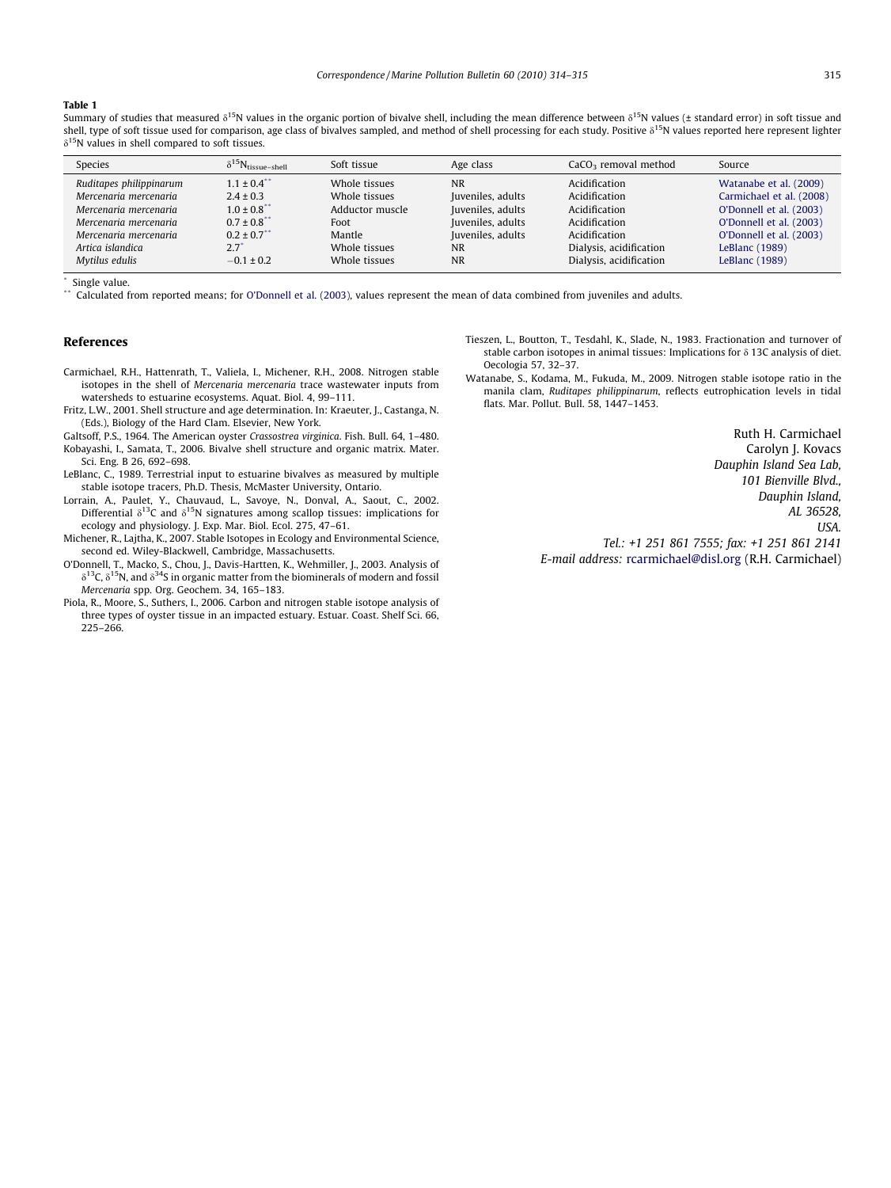**Table 1**

Summary of studies that measured $\delta^{15}N$ values in the organic portion of bivalve shell, including the mean difference between $\delta^{15}N$ values (± standard error) in soft tissue and shell, type of soft tissue used for comparison, age class of bivalves sampled, and method of shell processing for each study. Positive $\delta^{15}N$ values reported here represent lighter $\delta^{15}N$ values in shell compared to soft tissues.

| Species | $\delta^{15}N_{tissue-shell}$ | Soft tissue | Age class | $CaCO_3$ removal method | Source |
|---|---|---|---|---|---|
| *Ruditapes philippinarum* | 1.1 ± 0.4** | Whole tissues | NR | Acidification | Watanabe et al. (2009) |
| *Mercenaria mercenaria* | 2.4 ± 0.3 | Whole tissues | Juveniles, adults | Acidification | Carmichael et al. (2008) |
| *Mercenaria mercenaria* | 1.0 ± 0.8** | Adductor muscle | Juveniles, adults | Acidification | O'Donnell et al. (2003) |
| *Mercenaria mercenaria* | 0.7 ± 0.8** | Foot | Juveniles, adults | Acidification | O'Donnell et al. (2003) |
| *Mercenaria mercenaria* | 0.2 ± 0.7** | Mantle | Juveniles, adults | Acidification | O'Donnell et al. (2003) |
| *Artica islandica* | 2.7* | Whole tissues | NR | Dialysis, acidification | LeBlanc (1989) |
| *Mytilus edulis* | −0.1 ± 0.2 | Whole tissues | NR | Dialysis, acidification | LeBlanc (1989) |

\* Single value.

\*\* Calculated from reported means; for O'Donnell et al. (2003), values represent the mean of data combined from juveniles and adults.

## References

Carmichael, R.H., Hattenrath, T., Valiela, I., Michener, R.H., 2008. Nitrogen stable isotopes in the shell of *Mercenaria mercenaria* trace wastewater inputs from watersheds to estuarine ecosystems. Aquat. Biol. 4, 99–111.

Fritz, L.W., 2001. Shell structure and age determination. In: Kraeuter, J., Castanga, N. (Eds.), Biology of the Hard Clam. Elsevier, New York.

Galtsoff, P.S., 1964. The American oyster *Crassostrea virginica*. Fish. Bull. 64, 1–480.

Kobayashi, I., Samata, T., 2006. Bivalve shell structure and organic matrix. Mater. Sci. Eng. B 26, 692–698.

LeBlanc, C., 1989. Terrestrial input to estuarine bivalves as measured by multiple stable isotope tracers, Ph.D. Thesis, McMaster University, Ontario.

Lorrain, A., Paulet, Y., Chauvaud, L., Savoye, N., Donval, A., Saout, C., 2002. Differential $\delta^{13}C$ and $\delta^{15}N$ signatures among scallop tissues: implications for ecology and physiology. J. Exp. Mar. Biol. Ecol. 275, 47–61.

Michener, R., Lajtha, K., 2007. Stable Isotopes in Ecology and Environmental Science, second ed. Wiley-Blackwell, Cambridge, Massachusetts.

O'Donnell, T., Macko, S., Chou, J., Davis-Hartten, K., Wehmiller, J., 2003. Analysis of $\delta^{13}C$, $\delta^{15}N$, and $\delta^{34}S$ in organic matter from the biominerals of modern and fossil *Mercenaria* spp. Org. Geochem. 34, 165–183.

Piola, R., Moore, S., Suthers, I., 2006. Carbon and nitrogen stable isotope analysis of three types of oyster tissue in an impacted estuary. Estuar. Coast. Shelf Sci. 66, 225–266.

Tieszen, L., Boutton, T., Tesdahl, K., Slade, N., 1983. Fractionation and turnover of stable carbon isotopes in animal tissues: Implications for δ 13C analysis of diet. Oecologia 57, 32–37.

Watanabe, S., Kodama, M., Fukuda, M., 2009. Nitrogen stable isotope ratio in the manila clam, *Ruditapes philippinarum*, reflects eutrophication levels in tidal flats. Mar. Pollut. Bull. 58, 1447–1453.

Ruth H. Carmichael
Carolyn J. Kovacs
*Dauphin Island Sea Lab,*
*101 Bienville Blvd.,*
*Dauphin Island,*
*AL 36528,*
*USA.*
*Tel.: +1 251 861 7555; fax: +1 251 861 2141*
*E-mail address:* rcarmichael@disl.org (R.H. Carmichael)